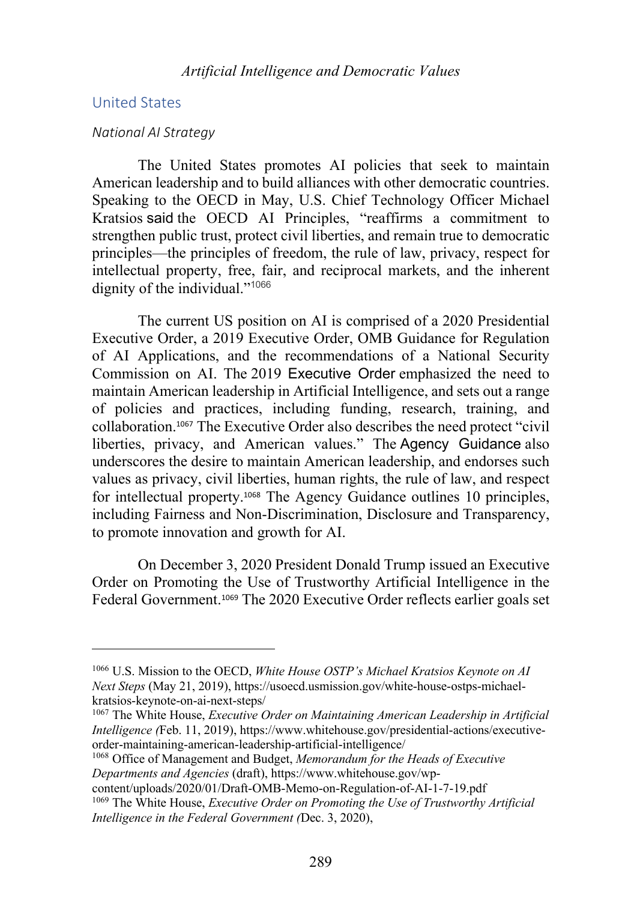## United States

### *National AI Strategy*

The United States promotes AI policies that seek to maintain American leadership and to build alliances with other democratic countries. Speaking to the OECD in May, U.S. Chief Technology Officer Michael Kratsios said the OECD AI Principles, "reaffirms a commitment to strengthen public trust, protect civil liberties, and remain true to democratic principles—the principles of freedom, the rule of law, privacy, respect for intellectual property, free, fair, and reciprocal markets, and the inherent dignity of the individual."[1066]

The current US position on AI is comprised of a 2020 Presidential Executive Order, a 2019 Executive Order, OMB Guidance for Regulation of AI Applications, and the recommendations of a National Security Commission on AI. The 2019 Executive Order emphasized the need to maintain American leadership in Artificial Intelligence, and sets out a range of policies and practices, including funding, research, training, and collaboration.[1067] The Executive Order also describes the need protect "civil liberties, privacy, and American values." The Agency Guidance also underscores the desire to maintain American leadership, and endorses such values as privacy, civil liberties, human rights, the rule of law, and respect for intellectual property.[1068] The Agency Guidance outlines 10 principles, including Fairness and Non-Discrimination, Disclosure and Transparency, to promote innovation and growth for AI.

On December 3, 2020 President Donald Trump issued an Executive Order on Promoting the Use of Trustworthy Artificial Intelligence in the Federal Government.[1069] The 2020 Executive Order reflects earlier goals set

---

[1066] U.S. Mission to the OECD, *White House OSTP's Michael Kratsios Keynote on AI Next Steps* (May 21, 2019), https://usoecd.usmission.gov/white-house-ostps-michael-kratsios-keynote-on-ai-next-steps/

[1067] The White House, *Executive Order on Maintaining American Leadership in Artificial Intelligence (*Feb. 11, 2019), https://www.whitehouse.gov/presidential-actions/executive-order-maintaining-american-leadership-artificial-intelligence/

[1068] Office of Management and Budget, *Memorandum for the Heads of Executive Departments and Agencies* (draft), https://www.whitehouse.gov/wp-content/uploads/2020/01/Draft-OMB-Memo-on-Regulation-of-AI-1-7-19.pdf

[1069] The White House, *Executive Order on Promoting the Use of Trustworthy Artificial Intelligence in the Federal Government (*Dec. 3, 2020),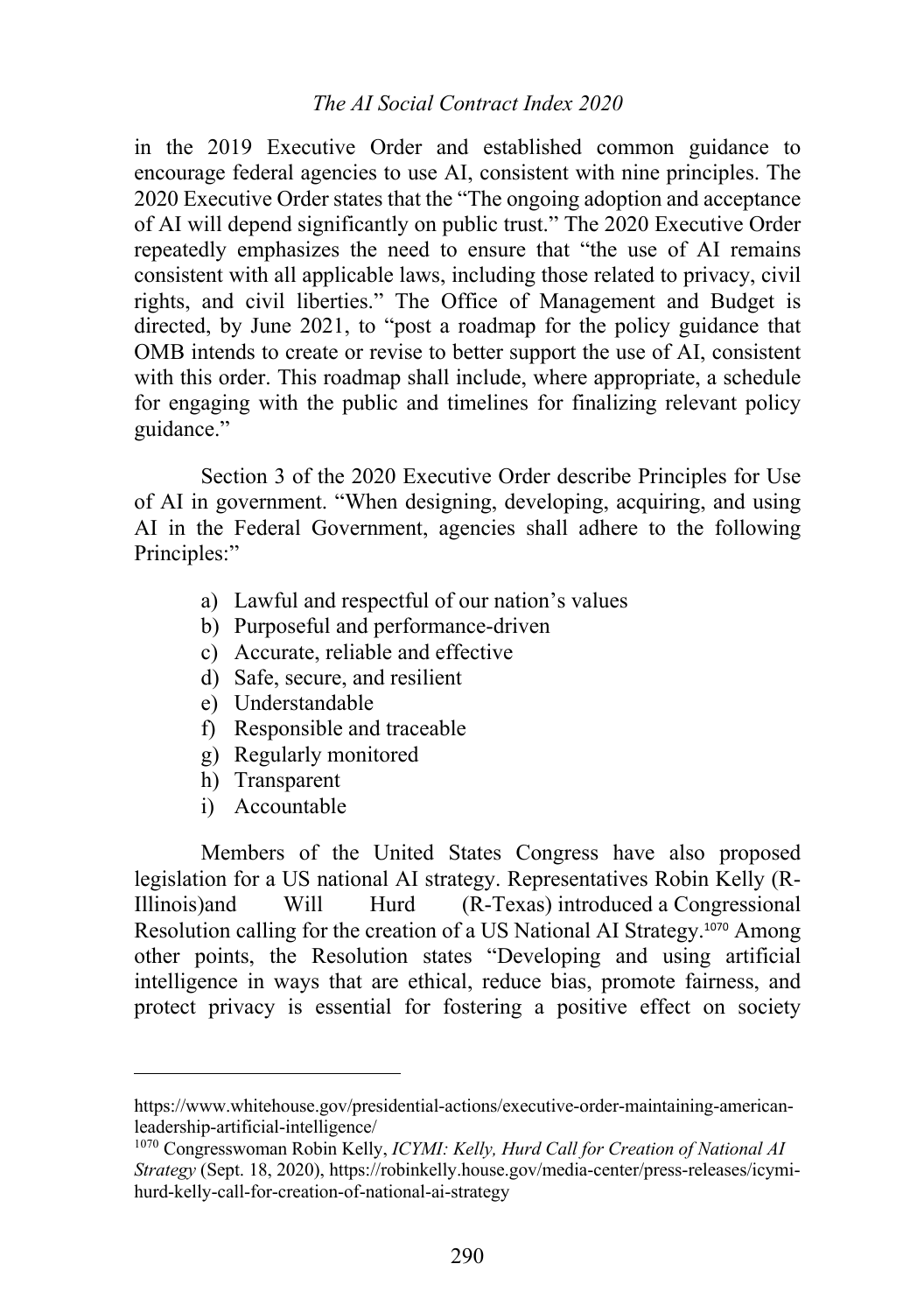in the 2019 Executive Order and established common guidance to encourage federal agencies to use AI, consistent with nine principles. The 2020 Executive Order states that the "The ongoing adoption and acceptance of AI will depend significantly on public trust." The 2020 Executive Order repeatedly emphasizes the need to ensure that "the use of AI remains consistent with all applicable laws, including those related to privacy, civil rights, and civil liberties." The Office of Management and Budget is directed, by June 2021, to "post a roadmap for the policy guidance that OMB intends to create or revise to better support the use of AI, consistent with this order. This roadmap shall include, where appropriate, a schedule for engaging with the public and timelines for finalizing relevant policy guidance."

Section 3 of the 2020 Executive Order describe Principles for Use of AI in government. "When designing, developing, acquiring, and using AI in the Federal Government, agencies shall adhere to the following Principles:"

a) Lawful and respectful of our nation's values
b) Purposeful and performance-driven
c) Accurate, reliable and effective
d) Safe, secure, and resilient
e) Understandable
f) Responsible and traceable
g) Regularly monitored
h) Transparent
i) Accountable

Members of the United States Congress have also proposed legislation for a US national AI strategy. Representatives Robin Kelly (R-Illinois)and Will Hurd (R-Texas) introduced a Congressional Resolution calling for the creation of a US National AI Strategy.[1070] Among other points, the Resolution states "Developing and using artificial intelligence in ways that are ethical, reduce bias, promote fairness, and protect privacy is essential for fostering a positive effect on society

---

https://www.whitehouse.gov/presidential-actions/executive-order-maintaining-american-leadership-artificial-intelligence/

[1070] Congresswoman Robin Kelly, *ICYMI: Kelly, Hurd Call for Creation of National AI Strategy* (Sept. 18, 2020), https://robinkelly.house.gov/media-center/press-releases/icymi-hurd-kelly-call-for-creation-of-national-ai-strategy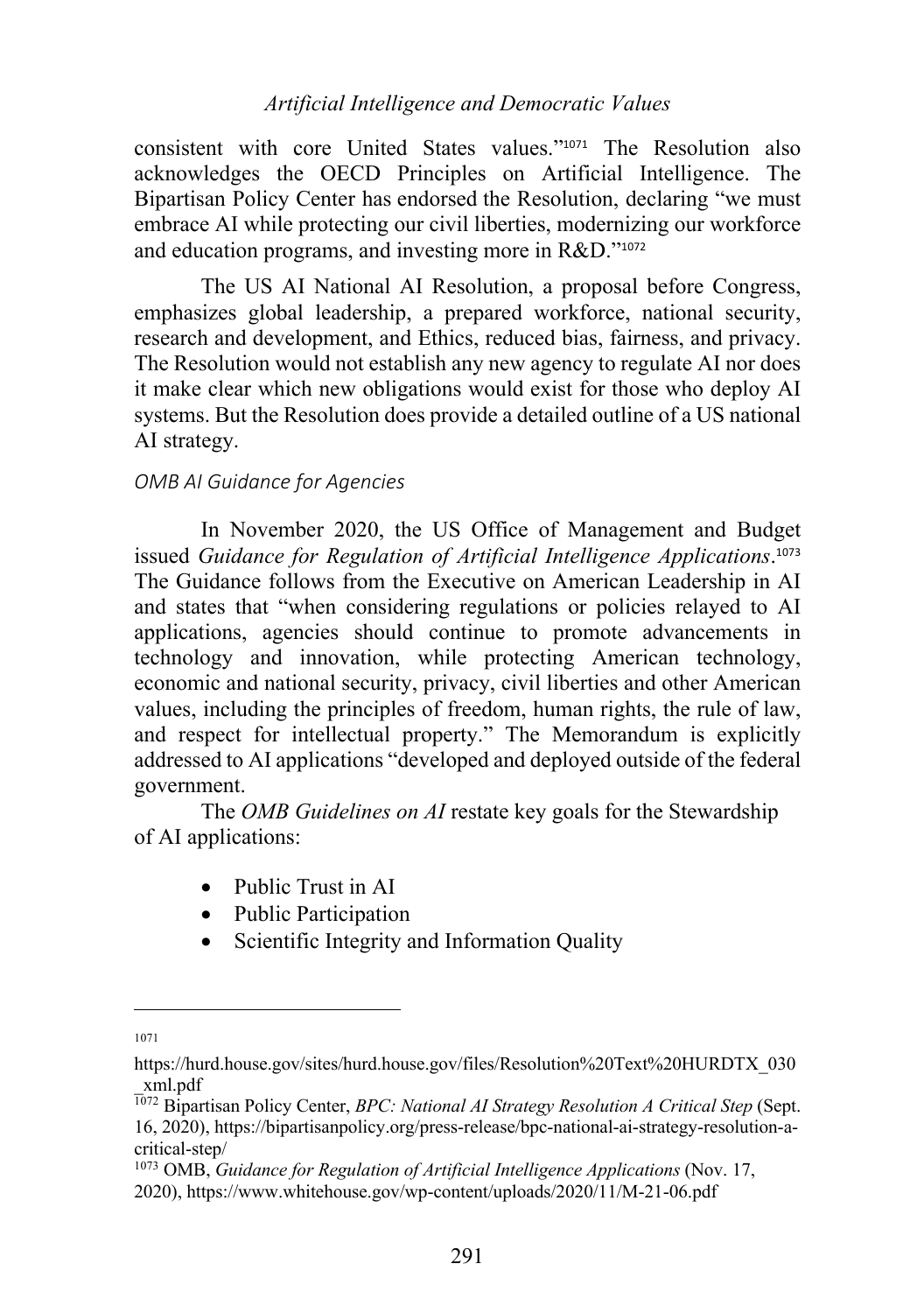consistent with core United States values."[1071] The Resolution also acknowledges the OECD Principles on Artificial Intelligence. The Bipartisan Policy Center has endorsed the Resolution, declaring "we must embrace AI while protecting our civil liberties, modernizing our workforce and education programs, and investing more in R&D."[1072]

The US AI National AI Resolution, a proposal before Congress, emphasizes global leadership, a prepared workforce, national security, research and development, and Ethics, reduced bias, fairness, and privacy. The Resolution would not establish any new agency to regulate AI nor does it make clear which new obligations would exist for those who deploy AI systems. But the Resolution does provide a detailed outline of a US national AI strategy.

*OMB AI Guidance for Agencies*

In November 2020, the US Office of Management and Budget issued *Guidance for Regulation of Artificial Intelligence Applications*.[1073] The Guidance follows from the Executive on American Leadership in AI and states that "when considering regulations or policies relayed to AI applications, agencies should continue to promote advancements in technology and innovation, while protecting American technology, economic and national security, privacy, civil liberties and other American values, including the principles of freedom, human rights, the rule of law, and respect for intellectual property." The Memorandum is explicitly addressed to AI applications "developed and deployed outside of the federal government.

The *OMB Guidelines on AI* restate key goals for the Stewardship of AI applications:

- Public Trust in AI
- Public Participation
- Scientific Integrity and Information Quality

---

[1071] https://hurd.house.gov/sites/hurd.house.gov/files/Resolution%20Text%20HURDTX_030_xml.pdf

[1072] Bipartisan Policy Center, *BPC: National AI Strategy Resolution A Critical Step* (Sept. 16, 2020), https://bipartisanpolicy.org/press-release/bpc-national-ai-strategy-resolution-a-critical-step/

[1073] OMB, *Guidance for Regulation of Artificial Intelligence Applications* (Nov. 17, 2020), https://www.whitehouse.gov/wp-content/uploads/2020/11/M-21-06.pdf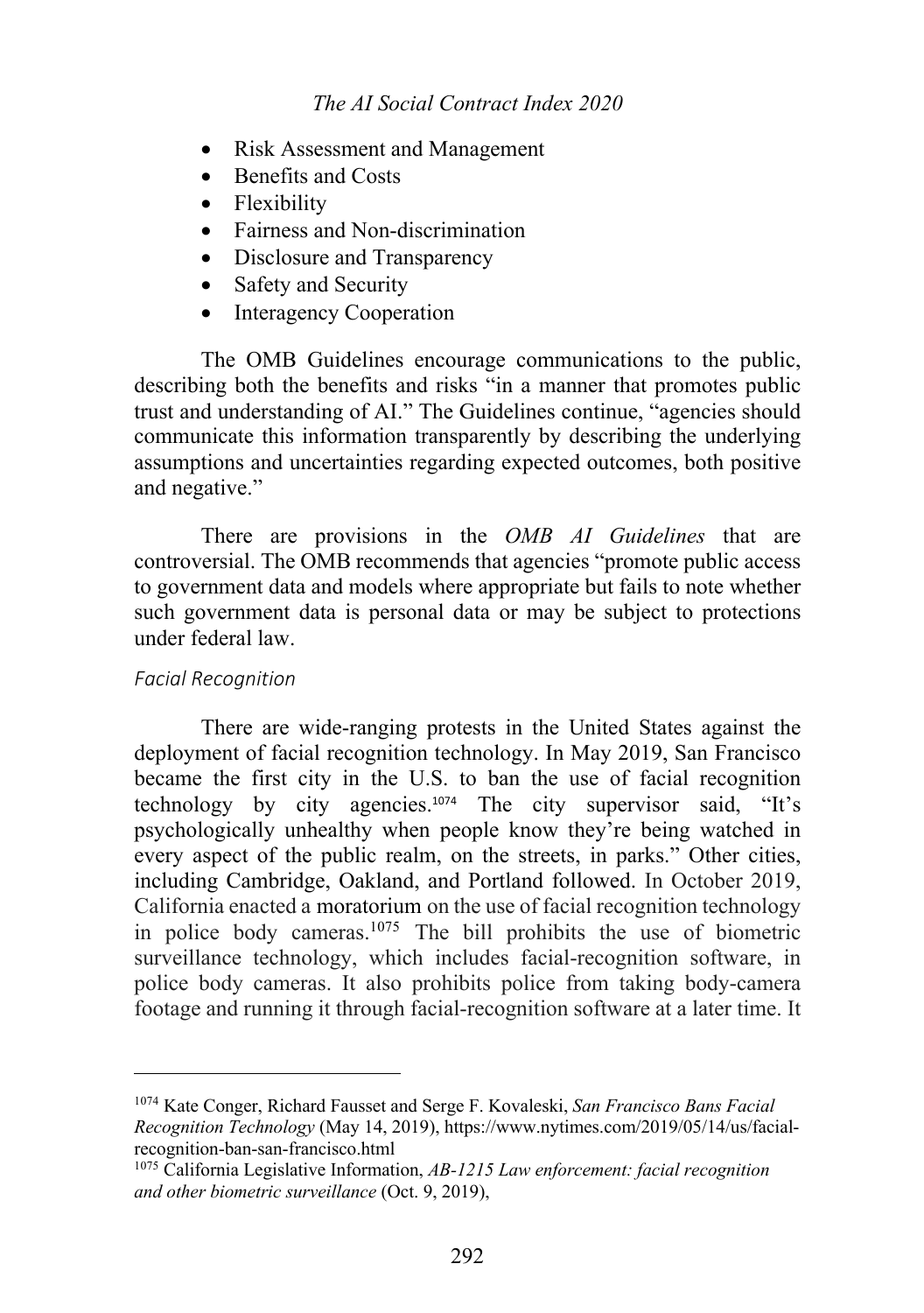- Risk Assessment and Management
- Benefits and Costs
- Flexibility
- Fairness and Non-discrimination
- Disclosure and Transparency
- Safety and Security
- Interagency Cooperation

The OMB Guidelines encourage communications to the public, describing both the benefits and risks "in a manner that promotes public trust and understanding of AI." The Guidelines continue, "agencies should communicate this information transparently by describing the underlying assumptions and uncertainties regarding expected outcomes, both positive and negative."

There are provisions in the *OMB AI Guidelines* that are controversial. The OMB recommends that agencies "promote public access to government data and models where appropriate but fails to note whether such government data is personal data or may be subject to protections under federal law.

### *Facial Recognition*

There are wide-ranging protests in the United States against the deployment of facial recognition technology. In May 2019, San Francisco became the first city in the U.S. to ban the use of facial recognition technology by city agencies.[1074] The city supervisor said, "It's psychologically unhealthy when people know they're being watched in every aspect of the public realm, on the streets, in parks." Other cities, including Cambridge, Oakland, and Portland followed. In October 2019, California enacted a moratorium on the use of facial recognition technology in police body cameras.[1075] The bill prohibits the use of biometric surveillance technology, which includes facial-recognition software, in police body cameras. It also prohibits police from taking body-camera footage and running it through facial-recognition software at a later time. It

---

[1074] Kate Conger, Richard Fausset and Serge F. Kovaleski, *San Francisco Bans Facial Recognition Technology* (May 14, 2019), https://www.nytimes.com/2019/05/14/us/facial-recognition-ban-san-francisco.html

[1075] California Legislative Information, *AB-1215 Law enforcement: facial recognition and other biometric surveillance* (Oct. 9, 2019),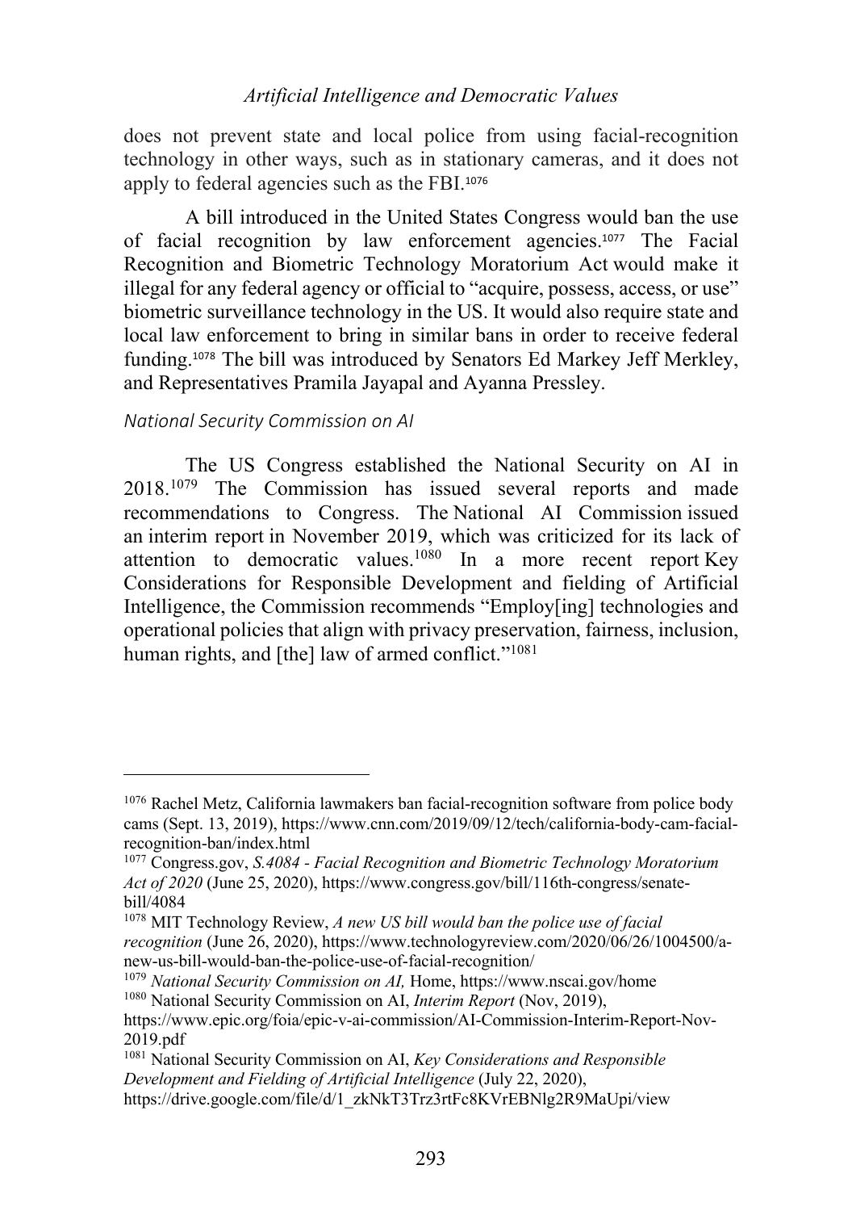does not prevent state and local police from using facial-recognition technology in other ways, such as in stationary cameras, and it does not apply to federal agencies such as the FBI.[1076]

A bill introduced in the United States Congress would ban the use of facial recognition by law enforcement agencies.[1077] The Facial Recognition and Biometric Technology Moratorium Act would make it illegal for any federal agency or official to "acquire, possess, access, or use" biometric surveillance technology in the US. It would also require state and local law enforcement to bring in similar bans in order to receive federal funding.[1078] The bill was introduced by Senators Ed Markey Jeff Merkley, and Representatives Pramila Jayapal and Ayanna Pressley.

### *National Security Commission on AI*

The US Congress established the National Security on AI in 2018.[1079] The Commission has issued several reports and made recommendations to Congress. The National AI Commission issued an interim report in November 2019, which was criticized for its lack of attention to democratic values.[1080] In a more recent report Key Considerations for Responsible Development and fielding of Artificial Intelligence, the Commission recommends "Employ[ing] technologies and operational policies that align with privacy preservation, fairness, inclusion, human rights, and [the] law of armed conflict."[1081]

---

[1076] Rachel Metz, California lawmakers ban facial-recognition software from police body cams (Sept. 13, 2019), https://www.cnn.com/2019/09/12/tech/california-body-cam-facial-recognition-ban/index.html

[1077] Congress.gov, *S.4084 - Facial Recognition and Biometric Technology Moratorium Act of 2020* (June 25, 2020), https://www.congress.gov/bill/116th-congress/senate-bill/4084

[1078] MIT Technology Review, *A new US bill would ban the police use of facial recognition* (June 26, 2020), https://www.technologyreview.com/2020/06/26/1004500/a-new-us-bill-would-ban-the-police-use-of-facial-recognition/

[1079] *National Security Commission on AI,* Home, https://www.nscai.gov/home

[1080] National Security Commission on AI, *Interim Report* (Nov, 2019), https://www.epic.org/foia/epic-v-ai-commission/AI-Commission-Interim-Report-Nov-2019.pdf

[1081] National Security Commission on AI, *Key Considerations and Responsible Development and Fielding of Artificial Intelligence* (July 22, 2020), https://drive.google.com/file/d/1_zkNkT3Trz3rtFc8KVrEBNlg2R9MaUpi/view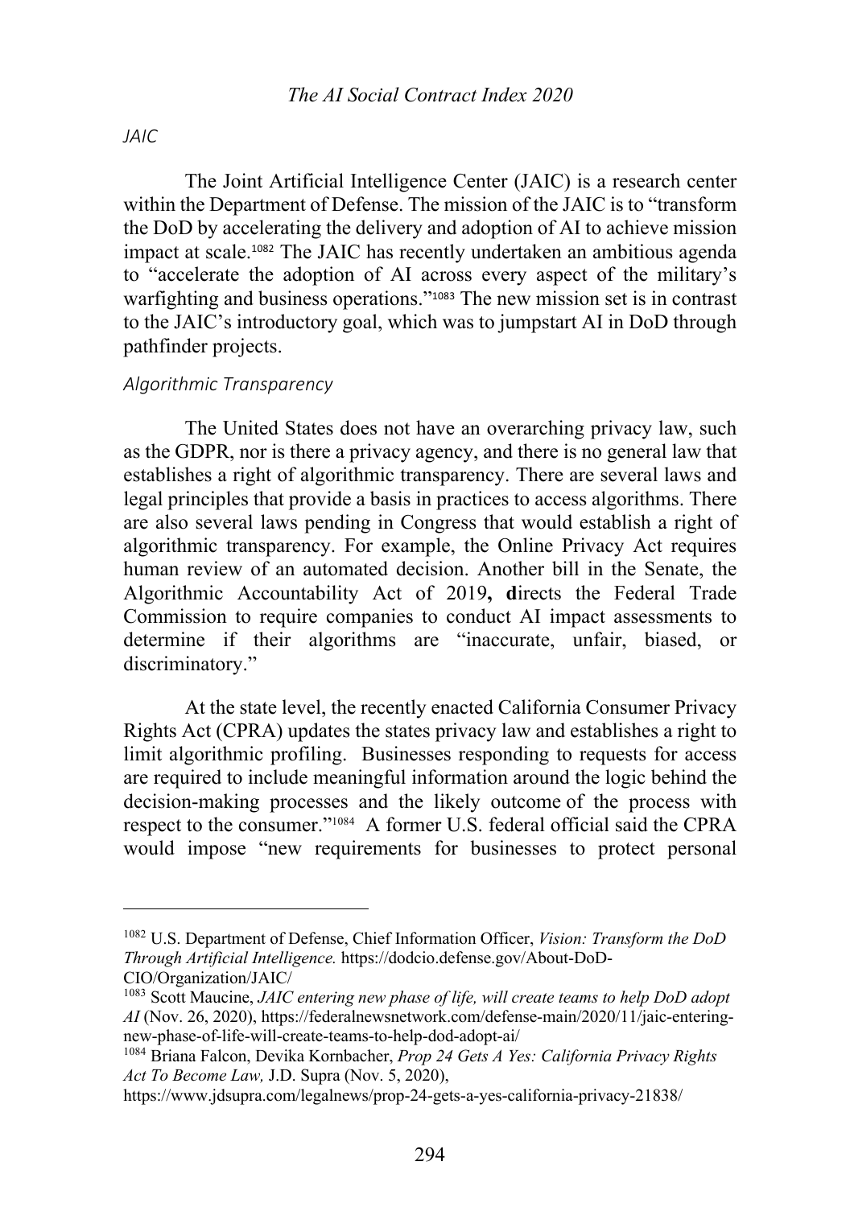*JAIC*

The Joint Artificial Intelligence Center (JAIC) is a research center within the Department of Defense. The mission of the JAIC is to "transform the DoD by accelerating the delivery and adoption of AI to achieve mission impact at scale.[1082] The JAIC has recently undertaken an ambitious agenda to "accelerate the adoption of AI across every aspect of the military's warfighting and business operations."[1083] The new mission set is in contrast to the JAIC's introductory goal, which was to jumpstart AI in DoD through pathfinder projects.

*Algorithmic Transparency*

The United States does not have an overarching privacy law, such as the GDPR, nor is there a privacy agency, and there is no general law that establishes a right of algorithmic transparency. There are several laws and legal principles that provide a basis in practices to access algorithms. There are also several laws pending in Congress that would establish a right of algorithmic transparency. For example, the Online Privacy Act requires human review of an automated decision. Another bill in the Senate, the Algorithmic Accountability Act of 2019**, d**irects the Federal Trade Commission to require companies to conduct AI impact assessments to determine if their algorithms are "inaccurate, unfair, biased, or discriminatory."

At the state level, the recently enacted California Consumer Privacy Rights Act (CPRA) updates the states privacy law and establishes a right to limit algorithmic profiling. Businesses responding to requests for access are required to include meaningful information around the logic behind the decision-making processes and the likely outcome of the process with respect to the consumer."[1084] A former U.S. federal official said the CPRA would impose "new requirements for businesses to protect personal

---

[1082] U.S. Department of Defense, Chief Information Officer, *Vision: Transform the DoD Through Artificial Intelligence.* https://dodcio.defense.gov/About-DoD-CIO/Organization/JAIC/

[1083] Scott Maucine, *JAIC entering new phase of life, will create teams to help DoD adopt AI* (Nov. 26, 2020), https://federalnewsnetwork.com/defense-main/2020/11/jaic-entering-new-phase-of-life-will-create-teams-to-help-dod-adopt-ai/

[1084] Briana Falcon, Devika Kornbacher, *Prop 24 Gets A Yes: California Privacy Rights Act To Become Law,* J.D. Supra (Nov. 5, 2020), https://www.jdsupra.com/legalnews/prop-24-gets-a-yes-california-privacy-21838/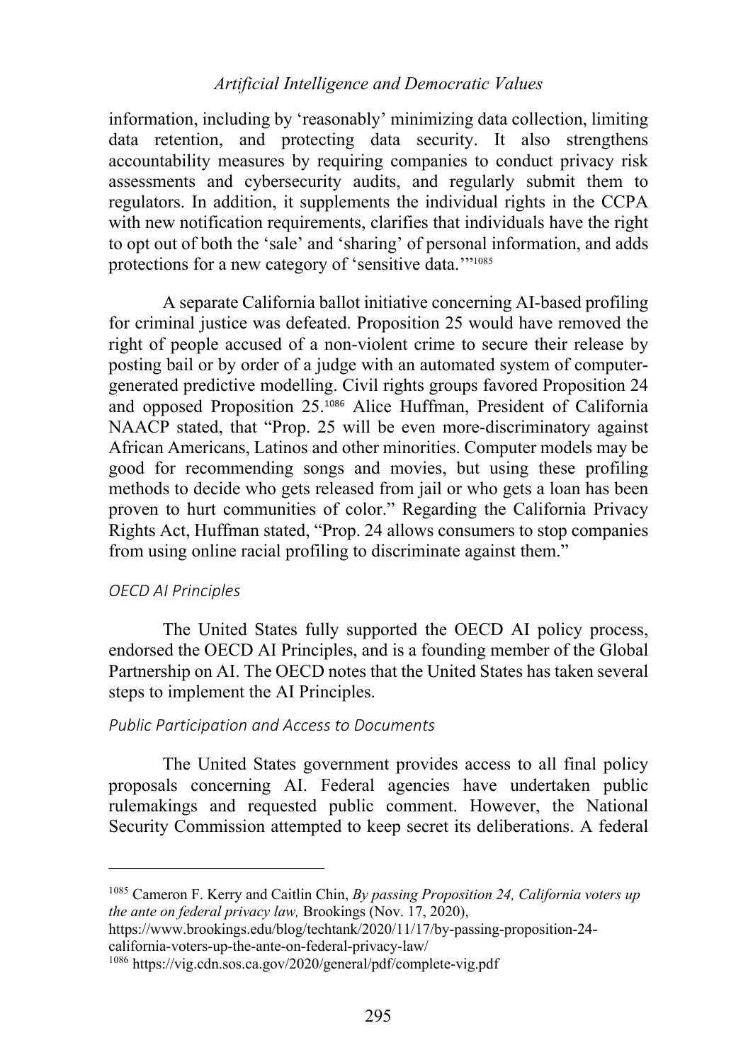information, including by 'reasonably' minimizing data collection, limiting data retention, and protecting data security. It also strengthens accountability measures by requiring companies to conduct privacy risk assessments and cybersecurity audits, and regularly submit them to regulators. In addition, it supplements the individual rights in the CCPA with new notification requirements, clarifies that individuals have the right to opt out of both the 'sale' and 'sharing' of personal information, and adds protections for a new category of 'sensitive data.'"[1085]

A separate California ballot initiative concerning AI-based profiling for criminal justice was defeated. Proposition 25 would have removed the right of people accused of a non-violent crime to secure their release by posting bail or by order of a judge with an automated system of computer-generated predictive modelling. Civil rights groups favored Proposition 24 and opposed Proposition 25.[1086] Alice Huffman, President of California NAACP stated, that "Prop. 25 will be even more-discriminatory against African Americans, Latinos and other minorities. Computer models may be good for recommending songs and movies, but using these profiling methods to decide who gets released from jail or who gets a loan has been proven to hurt communities of color." Regarding the California Privacy Rights Act, Huffman stated, "Prop. 24 allows consumers to stop companies from using online racial profiling to discriminate against them."

### *OECD AI Principles*

The United States fully supported the OECD AI policy process, endorsed the OECD AI Principles, and is a founding member of the Global Partnership on AI. The OECD notes that the United States has taken several steps to implement the AI Principles.

### *Public Participation and Access to Documents*

The United States government provides access to all final policy proposals concerning AI. Federal agencies have undertaken public rulemakings and requested public comment. However, the National Security Commission attempted to keep secret its deliberations. A federal

---

[1085] Cameron F. Kerry and Caitlin Chin, *By passing Proposition 24, California voters up the ante on federal privacy law,* Brookings (Nov. 17, 2020), https://www.brookings.edu/blog/techtank/2020/11/17/by-passing-proposition-24-california-voters-up-the-ante-on-federal-privacy-law/

[1086] https://vig.cdn.sos.ca.gov/2020/general/pdf/complete-vig.pdf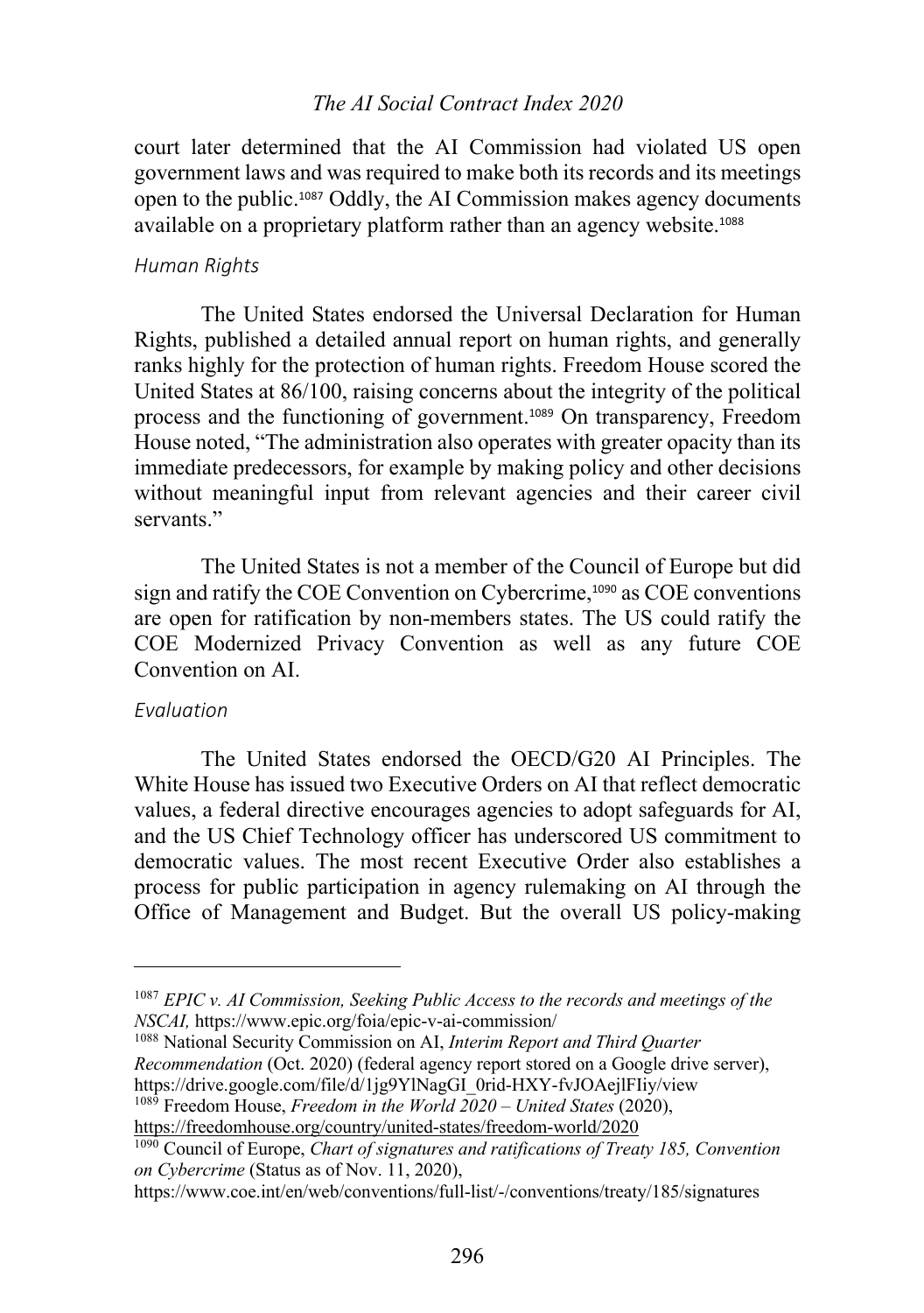court later determined that the AI Commission had violated US open government laws and was required to make both its records and its meetings open to the public.[1087] Oddly, the AI Commission makes agency documents available on a proprietary platform rather than an agency website.[1088]

### *Human Rights*

The United States endorsed the Universal Declaration for Human Rights, published a detailed annual report on human rights, and generally ranks highly for the protection of human rights. Freedom House scored the United States at 86/100, raising concerns about the integrity of the political process and the functioning of government.[1089] On transparency, Freedom House noted, "The administration also operates with greater opacity than its immediate predecessors, for example by making policy and other decisions without meaningful input from relevant agencies and their career civil servants."

The United States is not a member of the Council of Europe but did sign and ratify the COE Convention on Cybercrime,[1090] as COE conventions are open for ratification by non-members states. The US could ratify the COE Modernized Privacy Convention as well as any future COE Convention on AI.

### *Evaluation*

The United States endorsed the OECD/G20 AI Principles. The White House has issued two Executive Orders on AI that reflect democratic values, a federal directive encourages agencies to adopt safeguards for AI, and the US Chief Technology officer has underscored US commitment to democratic values. The most recent Executive Order also establishes a process for public participation in agency rulemaking on AI through the Office of Management and Budget. But the overall US policy-making

---

[1087] *EPIC v. AI Commission, Seeking Public Access to the records and meetings of the NSCAI,* https://www.epic.org/foia/epic-v-ai-commission/

[1088] National Security Commission on AI, *Interim Report and Third Quarter Recommendation* (Oct. 2020) (federal agency report stored on a Google drive server), https://drive.google.com/file/d/1jg9YlNagGI_0rid-HXY-fvJOAejlFIiy/view

[1089] Freedom House, *Freedom in the World 2020 – United States* (2020), https://freedomhouse.org/country/united-states/freedom-world/2020

[1090] Council of Europe, *Chart of signatures and ratifications of Treaty 185, Convention on Cybercrime* (Status as of Nov. 11, 2020), https://www.coe.int/en/web/conventions/full-list/-/conventions/treaty/185/signatures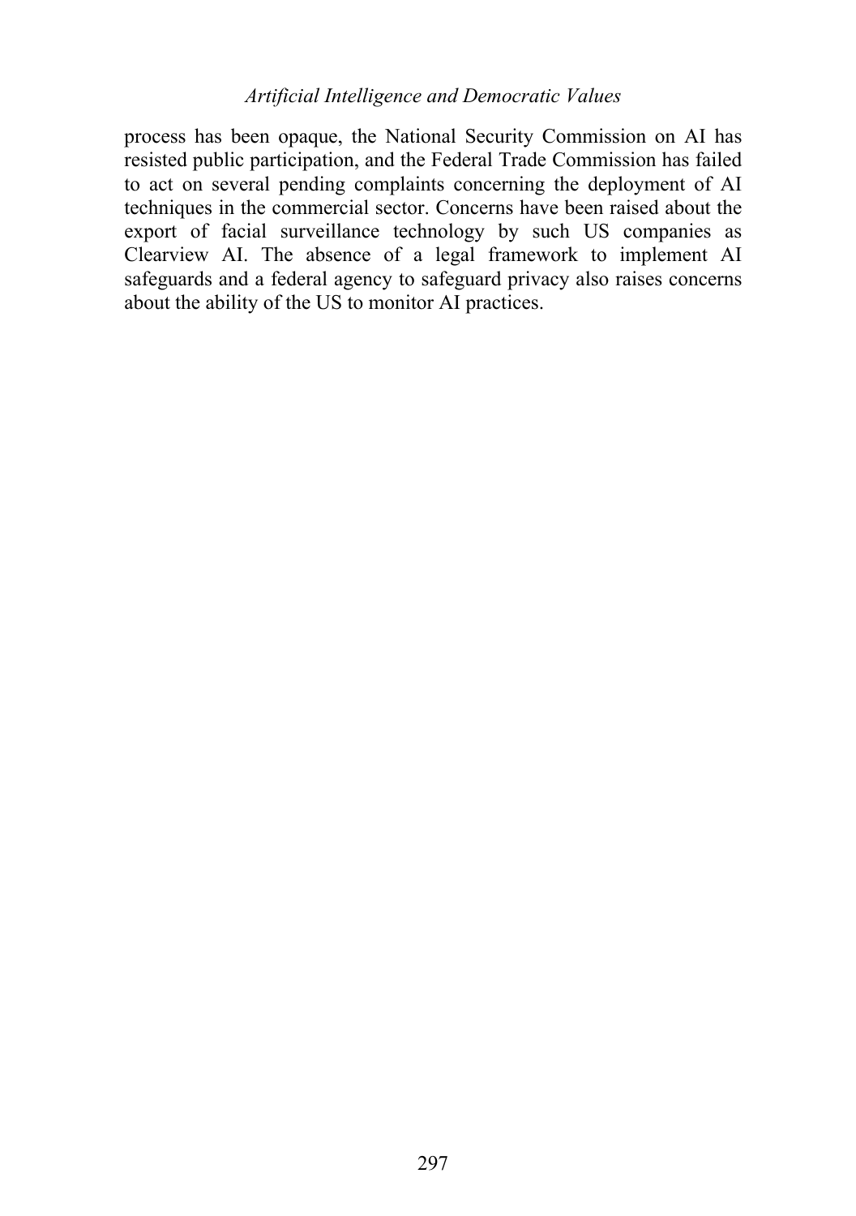process has been opaque, the National Security Commission on AI has resisted public participation, and the Federal Trade Commission has failed to act on several pending complaints concerning the deployment of AI techniques in the commercial sector. Concerns have been raised about the export of facial surveillance technology by such US companies as Clearview AI. The absence of a legal framework to implement AI safeguards and a federal agency to safeguard privacy also raises concerns about the ability of the US to monitor AI practices.